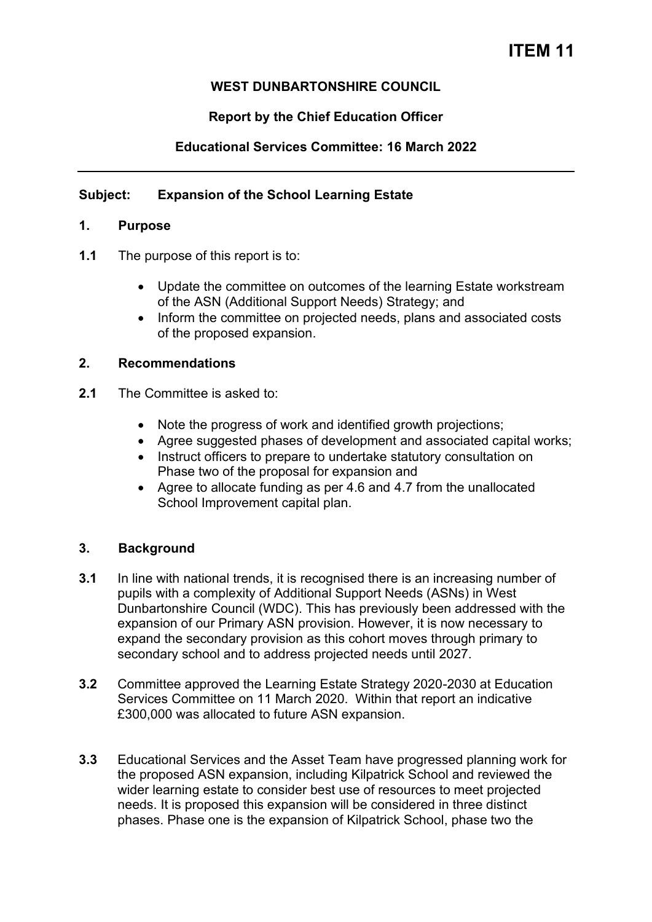# ITEM 11

**WEST DUNBARTONSHIRE COUNCIL**

**Report by the Chief Education Officer**

**Educational Services Committee: 16 March 2022**

---

**Subject: Expansion of the School Learning Estate**

## 1. Purpose

**1.1** The purpose of this report is to:

- Update the committee on outcomes of the learning Estate workstream of the ASN (Additional Support Needs) Strategy; and
- Inform the committee on projected needs, plans and associated costs of the proposed expansion.

## 2. Recommendations

**2.1** The Committee is asked to:

- Note the progress of work and identified growth projections;
- Agree suggested phases of development and associated capital works;
- Instruct officers to prepare to undertake statutory consultation on Phase two of the proposal for expansion and
- Agree to allocate funding as per 4.6 and 4.7 from the unallocated School Improvement capital plan.

## 3. Background

**3.1** In line with national trends, it is recognised there is an increasing number of pupils with a complexity of Additional Support Needs (ASNs) in West Dunbartonshire Council (WDC). This has previously been addressed with the expansion of our Primary ASN provision. However, it is now necessary to expand the secondary provision as this cohort moves through primary to secondary school and to address projected needs until 2027.

**3.2** Committee approved the Learning Estate Strategy 2020-2030 at Education Services Committee on 11 March 2020. Within that report an indicative £300,000 was allocated to future ASN expansion.

**3.3** Educational Services and the Asset Team have progressed planning work for the proposed ASN expansion, including Kilpatrick School and reviewed the wider learning estate to consider best use of resources to meet projected needs. It is proposed this expansion will be considered in three distinct phases. Phase one is the expansion of Kilpatrick School, phase two the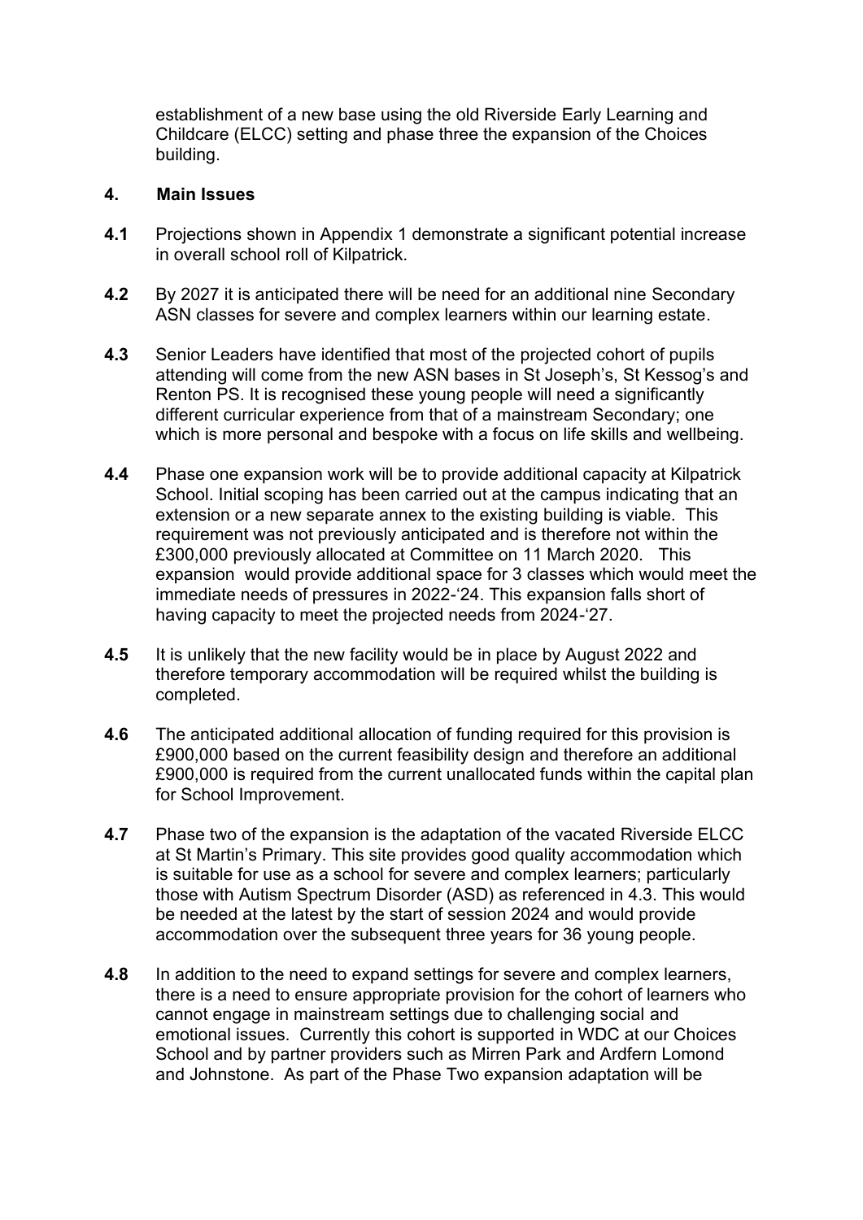establishment of a new base using the old Riverside Early Learning and Childcare (ELCC) setting and phase three the expansion of the Choices building.

## 4. Main Issues

**4.1** Projections shown in Appendix 1 demonstrate a significant potential increase in overall school roll of Kilpatrick.

**4.2** By 2027 it is anticipated there will be need for an additional nine Secondary ASN classes for severe and complex learners within our learning estate.

**4.3** Senior Leaders have identified that most of the projected cohort of pupils attending will come from the new ASN bases in St Joseph's, St Kessog's and Renton PS. It is recognised these young people will need a significantly different curricular experience from that of a mainstream Secondary; one which is more personal and bespoke with a focus on life skills and wellbeing.

**4.4** Phase one expansion work will be to provide additional capacity at Kilpatrick School. Initial scoping has been carried out at the campus indicating that an extension or a new separate annex to the existing building is viable. This requirement was not previously anticipated and is therefore not within the £300,000 previously allocated at Committee on 11 March 2020. This expansion would provide additional space for 3 classes which would meet the immediate needs of pressures in 2022-'24. This expansion falls short of having capacity to meet the projected needs from 2024-'27.

**4.5** It is unlikely that the new facility would be in place by August 2022 and therefore temporary accommodation will be required whilst the building is completed.

**4.6** The anticipated additional allocation of funding required for this provision is £900,000 based on the current feasibility design and therefore an additional £900,000 is required from the current unallocated funds within the capital plan for School Improvement.

**4.7** Phase two of the expansion is the adaptation of the vacated Riverside ELCC at St Martin's Primary. This site provides good quality accommodation which is suitable for use as a school for severe and complex learners; particularly those with Autism Spectrum Disorder (ASD) as referenced in 4.3. This would be needed at the latest by the start of session 2024 and would provide accommodation over the subsequent three years for 36 young people.

**4.8** In addition to the need to expand settings for severe and complex learners, there is a need to ensure appropriate provision for the cohort of learners who cannot engage in mainstream settings due to challenging social and emotional issues. Currently this cohort is supported in WDC at our Choices School and by partner providers such as Mirren Park and Ardfern Lomond and Johnstone. As part of the Phase Two expansion adaptation will be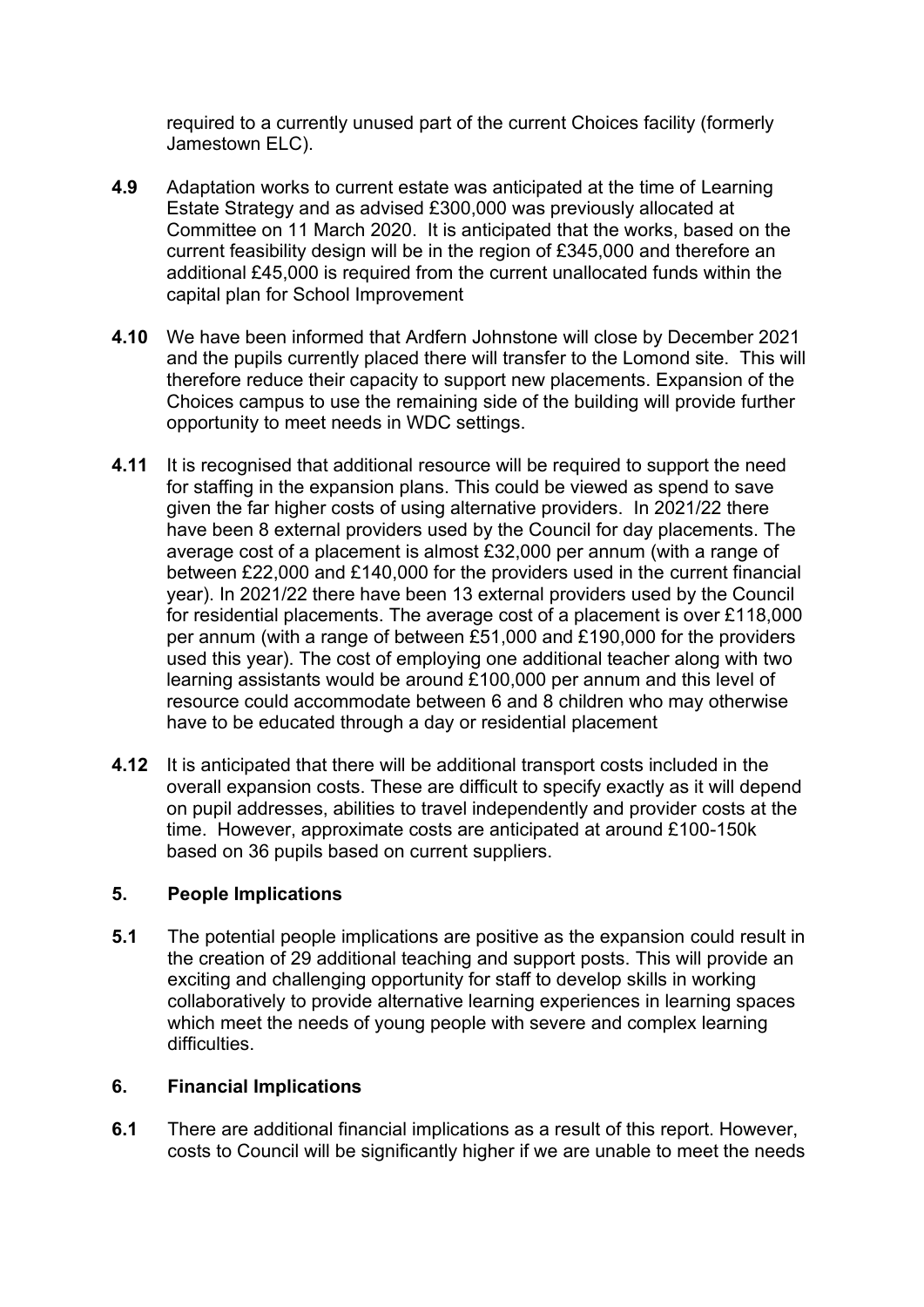required to a currently unused part of the current Choices facility (formerly Jamestown ELC).

**4.9** Adaptation works to current estate was anticipated at the time of Learning Estate Strategy and as advised £300,000 was previously allocated at Committee on 11 March 2020. It is anticipated that the works, based on the current feasibility design will be in the region of £345,000 and therefore an additional £45,000 is required from the current unallocated funds within the capital plan for School Improvement

**4.10** We have been informed that Ardfern Johnstone will close by December 2021 and the pupils currently placed there will transfer to the Lomond site. This will therefore reduce their capacity to support new placements. Expansion of the Choices campus to use the remaining side of the building will provide further opportunity to meet needs in WDC settings.

**4.11** It is recognised that additional resource will be required to support the need for staffing in the expansion plans. This could be viewed as spend to save given the far higher costs of using alternative providers. In 2021/22 there have been 8 external providers used by the Council for day placements. The average cost of a placement is almost £32,000 per annum (with a range of between £22,000 and £140,000 for the providers used in the current financial year). In 2021/22 there have been 13 external providers used by the Council for residential placements. The average cost of a placement is over £118,000 per annum (with a range of between £51,000 and £190,000 for the providers used this year). The cost of employing one additional teacher along with two learning assistants would be around £100,000 per annum and this level of resource could accommodate between 6 and 8 children who may otherwise have to be educated through a day or residential placement

**4.12** It is anticipated that there will be additional transport costs included in the overall expansion costs. These are difficult to specify exactly as it will depend on pupil addresses, abilities to travel independently and provider costs at the time. However, approximate costs are anticipated at around £100-150k based on 36 pupils based on current suppliers.

## 5. People Implications

**5.1** The potential people implications are positive as the expansion could result in the creation of 29 additional teaching and support posts. This will provide an exciting and challenging opportunity for staff to develop skills in working collaboratively to provide alternative learning experiences in learning spaces which meet the needs of young people with severe and complex learning difficulties.

## 6. Financial Implications

**6.1** There are additional financial implications as a result of this report. However, costs to Council will be significantly higher if we are unable to meet the needs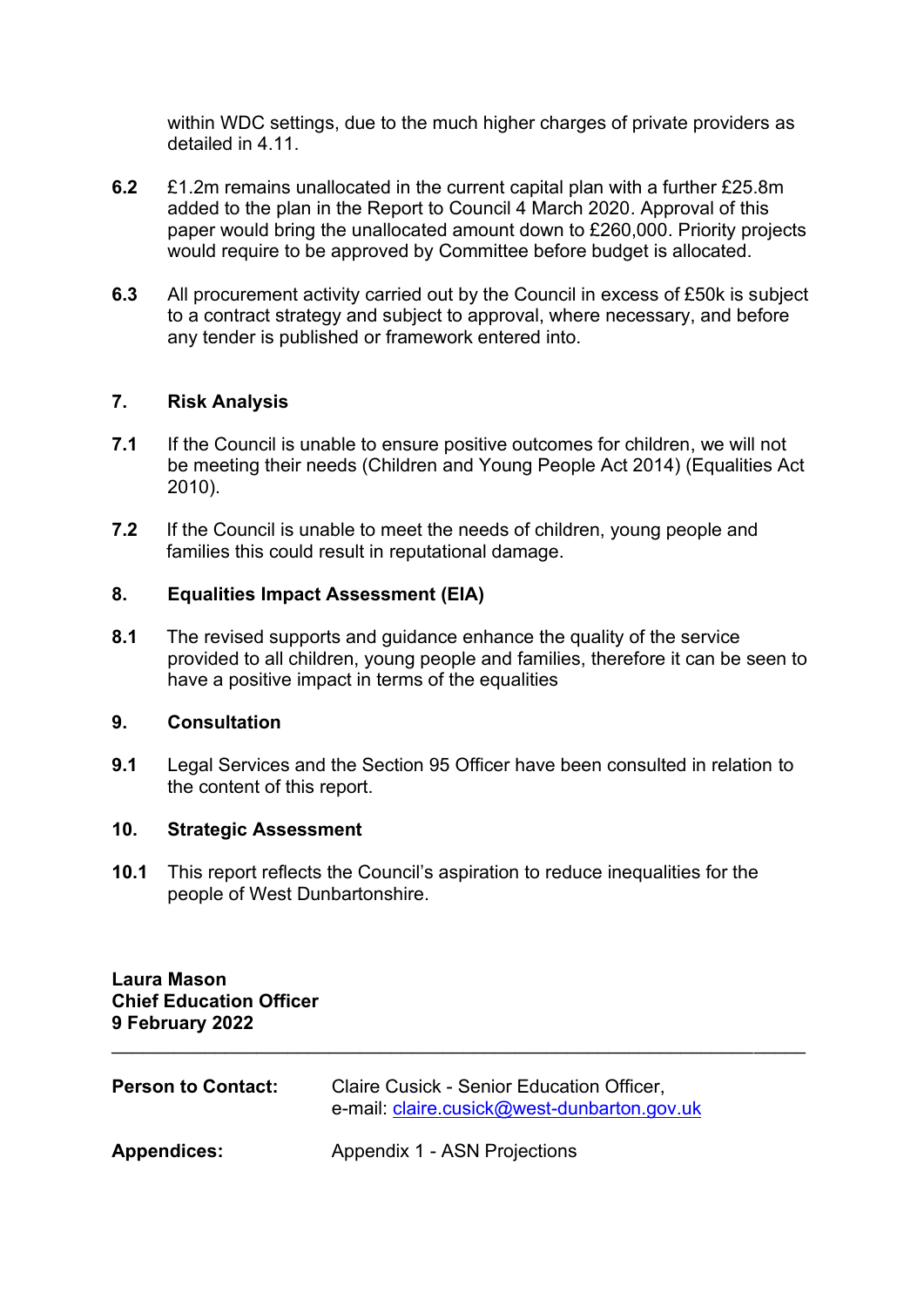within WDC settings, due to the much higher charges of private providers as detailed in 4.11.

**6.2** £1.2m remains unallocated in the current capital plan with a further £25.8m added to the plan in the Report to Council 4 March 2020. Approval of this paper would bring the unallocated amount down to £260,000. Priority projects would require to be approved by Committee before budget is allocated.

**6.3** All procurement activity carried out by the Council in excess of £50k is subject to a contract strategy and subject to approval, where necessary, and before any tender is published or framework entered into.

## 7. Risk Analysis

**7.1** If the Council is unable to ensure positive outcomes for children, we will not be meeting their needs (Children and Young People Act 2014) (Equalities Act 2010).

**7.2** If the Council is unable to meet the needs of children, young people and families this could result in reputational damage.

## 8. Equalities Impact Assessment (EIA)

**8.1** The revised supports and guidance enhance the quality of the service provided to all children, young people and families, therefore it can be seen to have a positive impact in terms of the equalities

## 9. Consultation

**9.1** Legal Services and the Section 95 Officer have been consulted in relation to the content of this report.

## 10. Strategic Assessment

**10.1** This report reflects the Council's aspiration to reduce inequalities for the people of West Dunbartonshire.

**Laura Mason**
**Chief Education Officer**
**9 February 2022**

---

| | |
|---|---|
| **Person to Contact:** | Claire Cusick - Senior Education Officer, e-mail: claire.cusick@west-dunbarton.gov.uk |
| **Appendices:** | Appendix 1 - ASN Projections |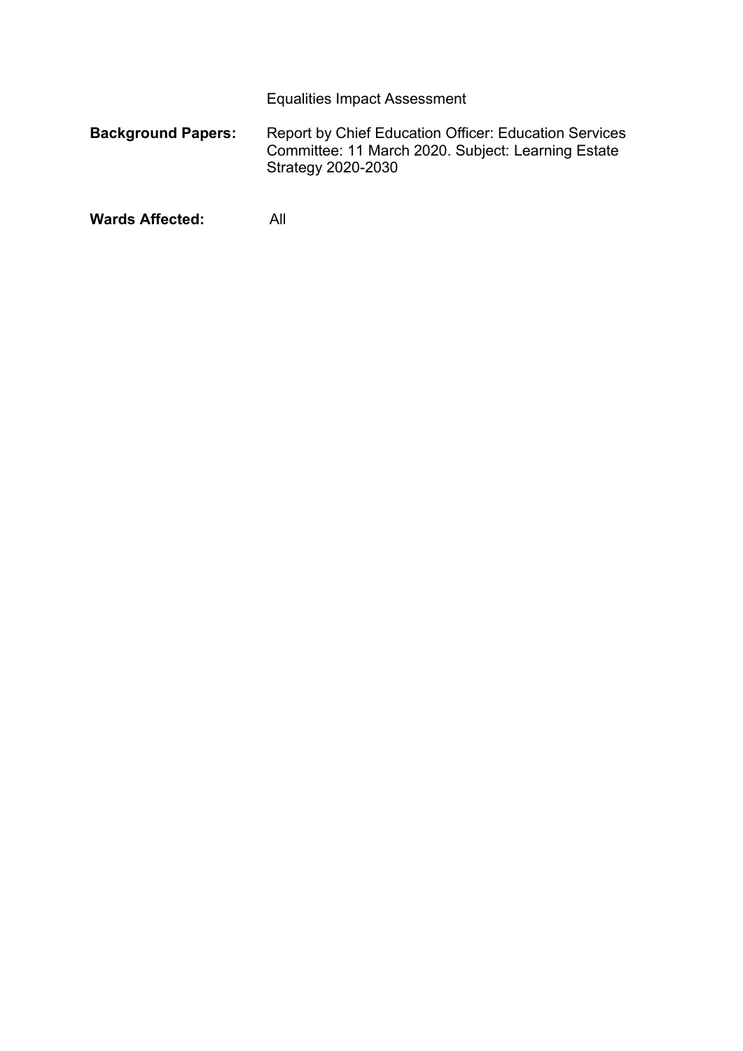Equalities Impact Assessment

**Background Papers:** Report by Chief Education Officer: Education Services Committee: 11 March 2020. Subject: Learning Estate Strategy 2020-2030

**Wards Affected:** All